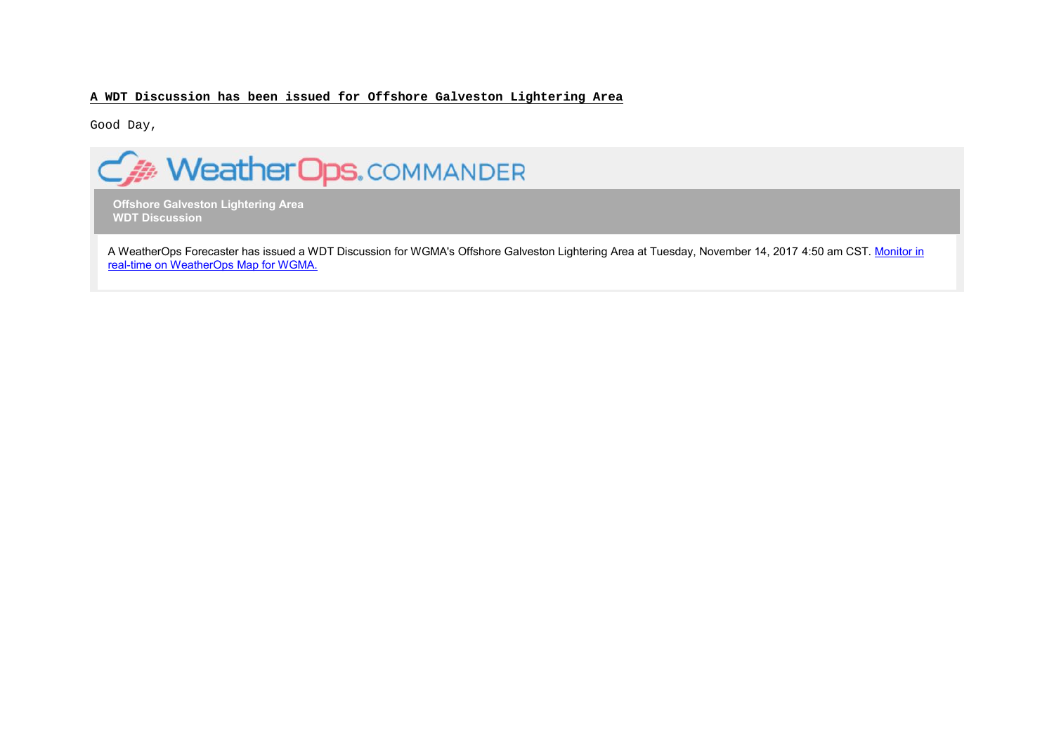**A WDT Discussion has been issued for Offshore Galveston Lightering Area**

Good Day,

WeatherOps COMMANDER

**Offshore Galveston Lightering Area**
**WDT Discussion**

A WeatherOps Forecaster has issued a WDT Discussion for WGMA's Offshore Galveston Lightering Area at Tuesday, November 14, 2017 4:50 am CST. Monitor in real-time on WeatherOps Map for WGMA.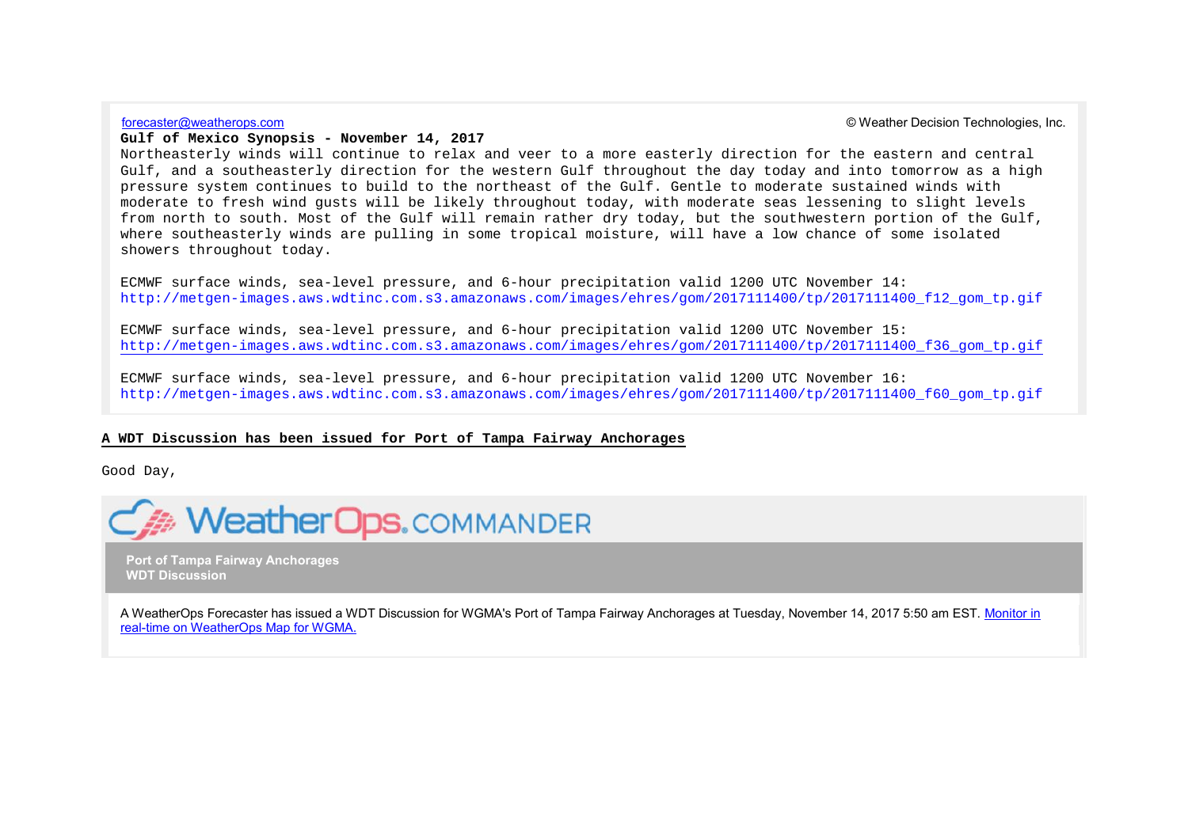forecaster@weatherops.com © Weather Decision Technologies, Inc.

**Gulf of Mexico Synopsis - November 14, 2017**

Northeasterly winds will continue to relax and veer to a more easterly direction for the eastern and central Gulf, and a southeasterly direction for the western Gulf throughout the day today and into tomorrow as a high pressure system continues to build to the northeast of the Gulf. Gentle to moderate sustained winds with moderate to fresh wind gusts will be likely throughout today, with moderate seas lessening to slight levels from north to south. Most of the Gulf will remain rather dry today, but the southwestern portion of the Gulf, where southeasterly winds are pulling in some tropical moisture, will have a low chance of some isolated showers throughout today.

ECMWF surface winds, sea-level pressure, and 6-hour precipitation valid 1200 UTC November 14:
http://metgen-images.aws.wdtinc.com.s3.amazonaws.com/images/ehres/gom/2017111400/tp/2017111400_f12_gom_tp.gif

ECMWF surface winds, sea-level pressure, and 6-hour precipitation valid 1200 UTC November 15:
http://metgen-images.aws.wdtinc.com.s3.amazonaws.com/images/ehres/gom/2017111400/tp/2017111400_f36_gom_tp.gif

ECMWF surface winds, sea-level pressure, and 6-hour precipitation valid 1200 UTC November 16:
http://metgen-images.aws.wdtinc.com.s3.amazonaws.com/images/ehres/gom/2017111400/tp/2017111400_f60_gom_tp.gif

**A WDT Discussion has been issued for Port of Tampa Fairway Anchorages**

Good Day,

WeatherOps.COMMANDER

**Port of Tampa Fairway Anchorages**
**WDT Discussion**

A WeatherOps Forecaster has issued a WDT Discussion for WGMA's Port of Tampa Fairway Anchorages at Tuesday, November 14, 2017 5:50 am EST. Monitor in real-time on WeatherOps Map for WGMA.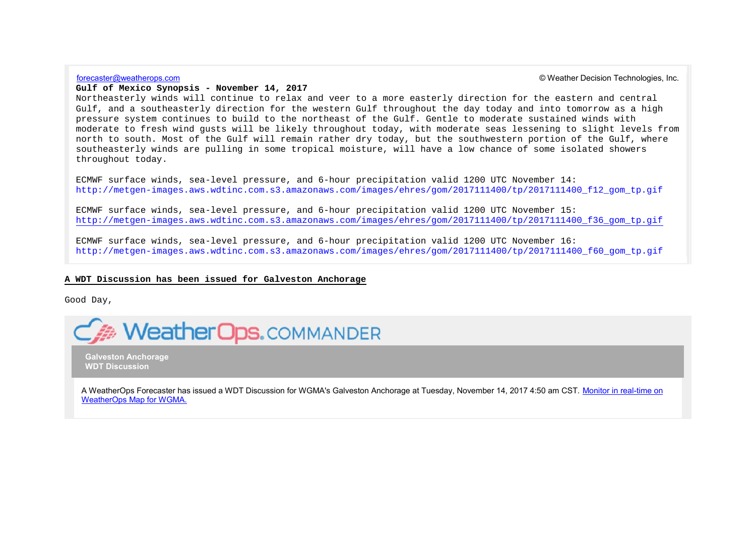forecaster@weatherops.com

© Weather Decision Technologies, Inc.

**Gulf of Mexico Synopsis - November 14, 2017**

Northeasterly winds will continue to relax and veer to a more easterly direction for the eastern and central Gulf, and a southeasterly direction for the western Gulf throughout the day today and into tomorrow as a high pressure system continues to build to the northeast of the Gulf. Gentle to moderate sustained winds with moderate to fresh wind gusts will be likely throughout today, with moderate seas lessening to slight levels from north to south. Most of the Gulf will remain rather dry today, but the southwestern portion of the Gulf, where southeasterly winds are pulling in some tropical moisture, will have a low chance of some isolated showers throughout today.

ECMWF surface winds, sea-level pressure, and 6-hour precipitation valid 1200 UTC November 14:
http://metgen-images.aws.wdtinc.com.s3.amazonaws.com/images/ehres/gom/2017111400/tp/2017111400_f12_gom_tp.gif

ECMWF surface winds, sea-level pressure, and 6-hour precipitation valid 1200 UTC November 15:
http://metgen-images.aws.wdtinc.com.s3.amazonaws.com/images/ehres/gom/2017111400/tp/2017111400_f36_gom_tp.gif

ECMWF surface winds, sea-level pressure, and 6-hour precipitation valid 1200 UTC November 16:
http://metgen-images.aws.wdtinc.com.s3.amazonaws.com/images/ehres/gom/2017111400/tp/2017111400_f60_gom_tp.gif

**A WDT Discussion has been issued for Galveston Anchorage**

Good Day,

WeatherOps.COMMANDER

**Galveston Anchorage**
**WDT Discussion**

A WeatherOps Forecaster has issued a WDT Discussion for WGMA's Galveston Anchorage at Tuesday, November 14, 2017 4:50 am CST. Monitor in real-time on WeatherOps Map for WGMA.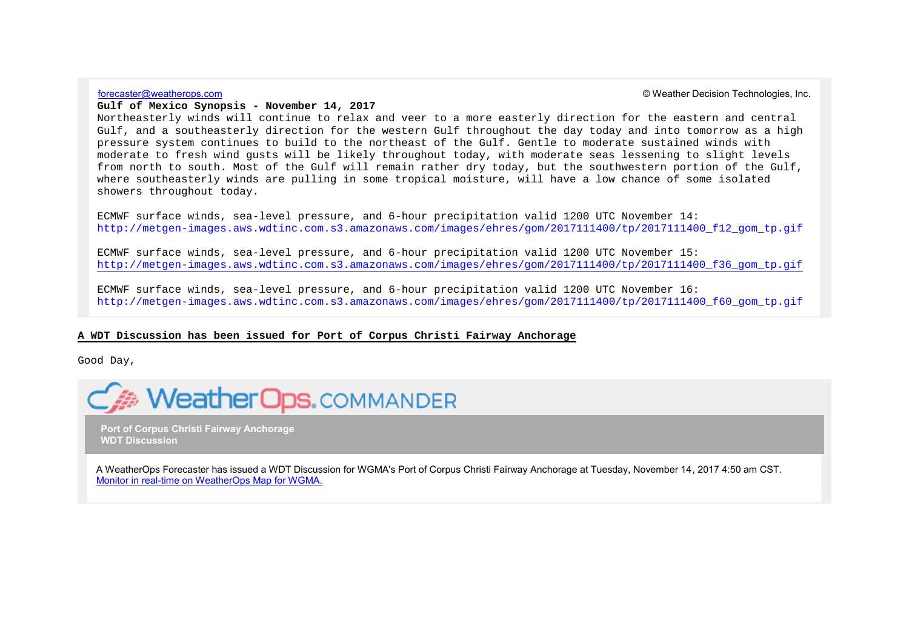forecaster@weatherops.com

© Weather Decision Technologies, Inc.

**Gulf of Mexico Synopsis - November 14, 2017**

Northeasterly winds will continue to relax and veer to a more easterly direction for the eastern and central Gulf, and a southeasterly direction for the western Gulf throughout the day today and into tomorrow as a high pressure system continues to build to the northeast of the Gulf. Gentle to moderate sustained winds with moderate to fresh wind gusts will be likely throughout today, with moderate seas lessening to slight levels from north to south. Most of the Gulf will remain rather dry today, but the southwestern portion of the Gulf, where southeasterly winds are pulling in some tropical moisture, will have a low chance of some isolated showers throughout today.

ECMWF surface winds, sea-level pressure, and 6-hour precipitation valid 1200 UTC November 14:
http://metgen-images.aws.wdtinc.com.s3.amazonaws.com/images/ehres/gom/2017111400/tp/2017111400_f12_gom_tp.gif

ECMWF surface winds, sea-level pressure, and 6-hour precipitation valid 1200 UTC November 15:
http://metgen-images.aws.wdtinc.com.s3.amazonaws.com/images/ehres/gom/2017111400/tp/2017111400_f36_gom_tp.gif

ECMWF surface winds, sea-level pressure, and 6-hour precipitation valid 1200 UTC November 16:
http://metgen-images.aws.wdtinc.com.s3.amazonaws.com/images/ehres/gom/2017111400/tp/2017111400_f60_gom_tp.gif

**A WDT Discussion has been issued for Port of Corpus Christi Fairway Anchorage**

Good Day,

WeatherOps.COMMANDER

**Port of Corpus Christi Fairway Anchorage**
**WDT Discussion**

A WeatherOps Forecaster has issued a WDT Discussion for WGMA's Port of Corpus Christi Fairway Anchorage at Tuesday, November 14, 2017 4:50 am CST.
Monitor in real-time on WeatherOps Map for WGMA.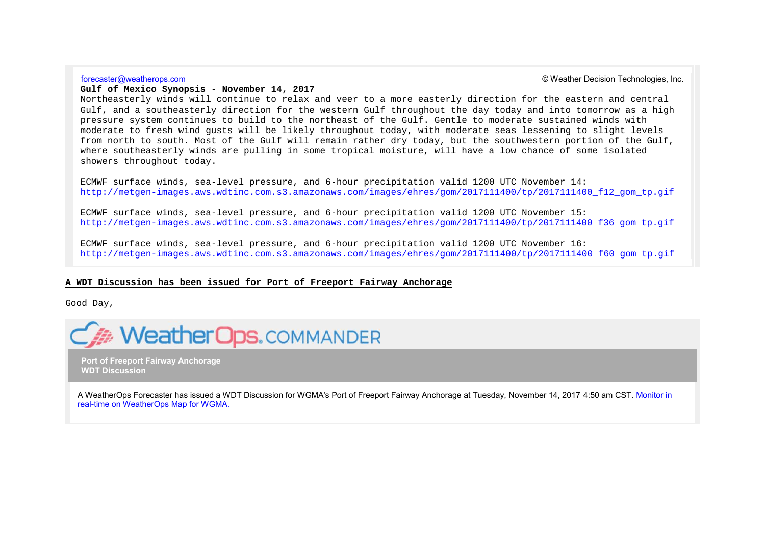forecaster@weatherops.com

© Weather Decision Technologies, Inc.

**Gulf of Mexico Synopsis - November 14, 2017**

Northeasterly winds will continue to relax and veer to a more easterly direction for the eastern and central Gulf, and a southeasterly direction for the western Gulf throughout the day today and into tomorrow as a high pressure system continues to build to the northeast of the Gulf. Gentle to moderate sustained winds with moderate to fresh wind gusts will be likely throughout today, with moderate seas lessening to slight levels from north to south. Most of the Gulf will remain rather dry today, but the southwestern portion of the Gulf, where southeasterly winds are pulling in some tropical moisture, will have a low chance of some isolated showers throughout today.

ECMWF surface winds, sea-level pressure, and 6-hour precipitation valid 1200 UTC November 14:
http://metgen-images.aws.wdtinc.com.s3.amazonaws.com/images/ehres/gom/2017111400/tp/2017111400_f12_gom_tp.gif

ECMWF surface winds, sea-level pressure, and 6-hour precipitation valid 1200 UTC November 15:
http://metgen-images.aws.wdtinc.com.s3.amazonaws.com/images/ehres/gom/2017111400/tp/2017111400_f36_gom_tp.gif

ECMWF surface winds, sea-level pressure, and 6-hour precipitation valid 1200 UTC November 16:
http://metgen-images.aws.wdtinc.com.s3.amazonaws.com/images/ehres/gom/2017111400/tp/2017111400_f60_gom_tp.gif

**A WDT Discussion has been issued for Port of Freeport Fairway Anchorage**

Good Day,

WeatherOps.COMMANDER

**Port of Freeport Fairway Anchorage**
**WDT Discussion**

A WeatherOps Forecaster has issued a WDT Discussion for WGMA's Port of Freeport Fairway Anchorage at Tuesday, November 14, 2017 4:50 am CST. Monitor in real-time on WeatherOps Map for WGMA.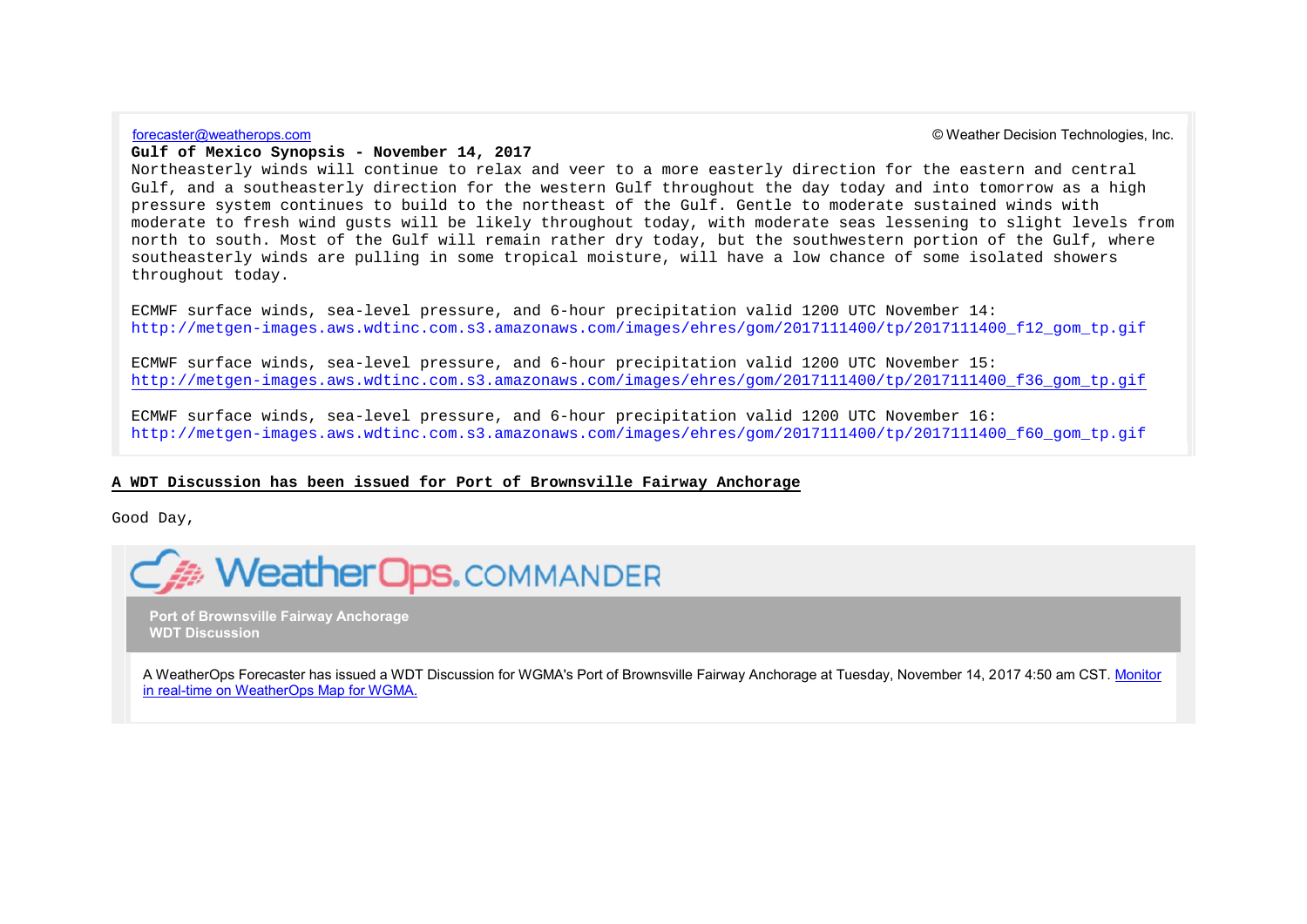forecaster@weatherops.com © Weather Decision Technologies, Inc.

**Gulf of Mexico Synopsis - November 14, 2017**

Northeasterly winds will continue to relax and veer to a more easterly direction for the eastern and central Gulf, and a southeasterly direction for the western Gulf throughout the day today and into tomorrow as a high pressure system continues to build to the northeast of the Gulf. Gentle to moderate sustained winds with moderate to fresh wind gusts will be likely throughout today, with moderate seas lessening to slight levels from north to south. Most of the Gulf will remain rather dry today, but the southwestern portion of the Gulf, where southeasterly winds are pulling in some tropical moisture, will have a low chance of some isolated showers throughout today.

ECMWF surface winds, sea-level pressure, and 6-hour precipitation valid 1200 UTC November 14:
http://metgen-images.aws.wdtinc.com.s3.amazonaws.com/images/ehres/gom/2017111400/tp/2017111400_f12_gom_tp.gif

ECMWF surface winds, sea-level pressure, and 6-hour precipitation valid 1200 UTC November 15:
http://metgen-images.aws.wdtinc.com.s3.amazonaws.com/images/ehres/gom/2017111400/tp/2017111400_f36_gom_tp.gif

ECMWF surface winds, sea-level pressure, and 6-hour precipitation valid 1200 UTC November 16:
http://metgen-images.aws.wdtinc.com.s3.amazonaws.com/images/ehres/gom/2017111400/tp/2017111400_f60_gom_tp.gif

**A WDT Discussion has been issued for Port of Brownsville Fairway Anchorage**

Good Day,

WeatherOps. COMMANDER

**Port of Brownsville Fairway Anchorage**
**WDT Discussion**

A WeatherOps Forecaster has issued a WDT Discussion for WGMA's Port of Brownsville Fairway Anchorage at Tuesday, November 14, 2017 4:50 am CST. Monitor in real-time on WeatherOps Map for WGMA.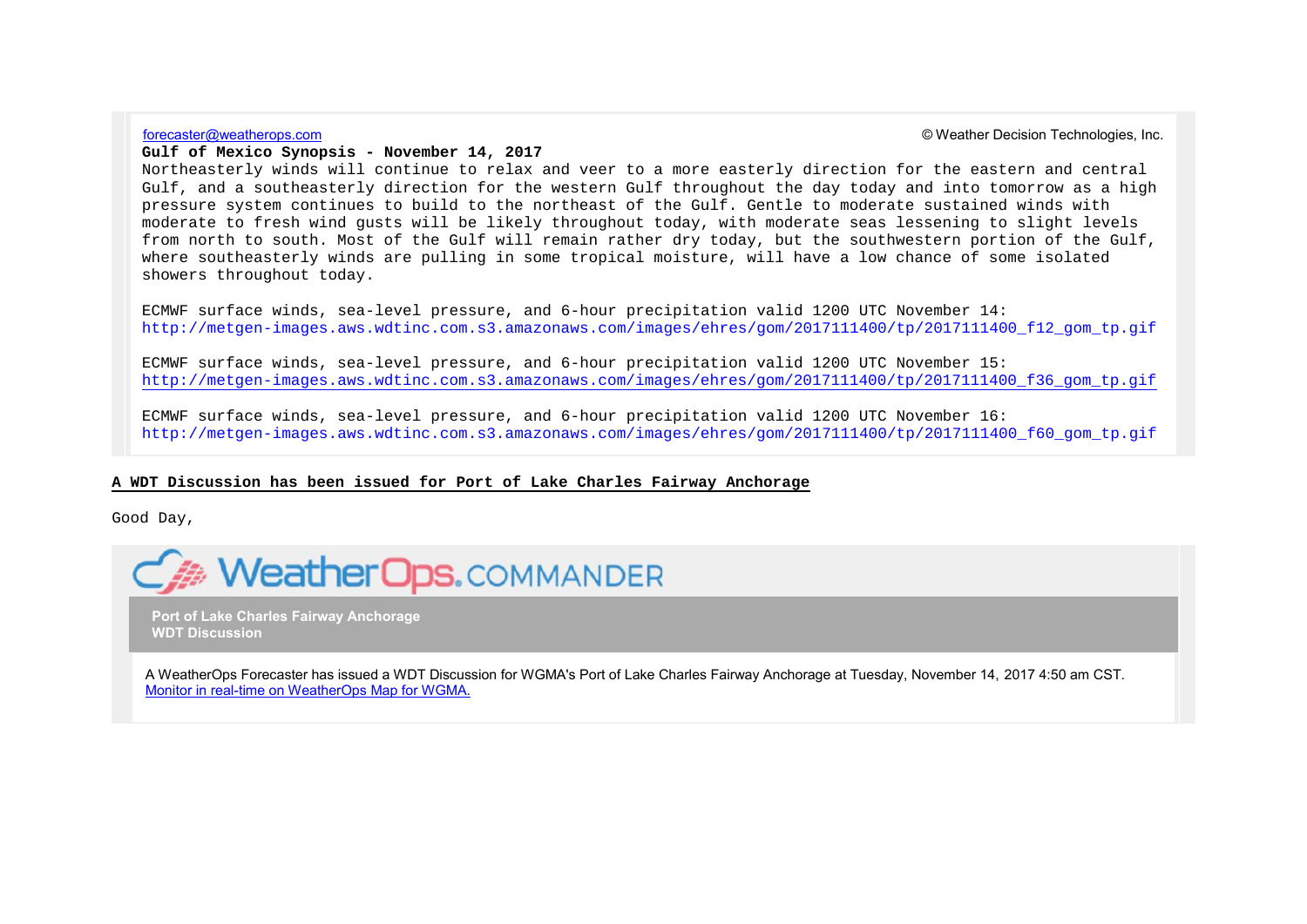forecaster@weatherops.com

© Weather Decision Technologies, Inc.

**Gulf of Mexico Synopsis - November 14, 2017**

Northeasterly winds will continue to relax and veer to a more easterly direction for the eastern and central Gulf, and a southeasterly direction for the western Gulf throughout the day today and into tomorrow as a high pressure system continues to build to the northeast of the Gulf. Gentle to moderate sustained winds with moderate to fresh wind gusts will be likely throughout today, with moderate seas lessening to slight levels from north to south. Most of the Gulf will remain rather dry today, but the southwestern portion of the Gulf, where southeasterly winds are pulling in some tropical moisture, will have a low chance of some isolated showers throughout today.

ECMWF surface winds, sea-level pressure, and 6-hour precipitation valid 1200 UTC November 14:
http://metgen-images.aws.wdtinc.com.s3.amazonaws.com/images/ehres/gom/2017111400/tp/2017111400_f12_gom_tp.gif

ECMWF surface winds, sea-level pressure, and 6-hour precipitation valid 1200 UTC November 15:
http://metgen-images.aws.wdtinc.com.s3.amazonaws.com/images/ehres/gom/2017111400/tp/2017111400_f36_gom_tp.gif

ECMWF surface winds, sea-level pressure, and 6-hour precipitation valid 1200 UTC November 16:
http://metgen-images.aws.wdtinc.com.s3.amazonaws.com/images/ehres/gom/2017111400/tp/2017111400_f60_gom_tp.gif

**A WDT Discussion has been issued for Port of Lake Charles Fairway Anchorage**

Good Day,

WeatherOps.COMMANDER

**Port of Lake Charles Fairway Anchorage**
**WDT Discussion**

A WeatherOps Forecaster has issued a WDT Discussion for WGMA's Port of Lake Charles Fairway Anchorage at Tuesday, November 14, 2017 4:50 am CST.
Monitor in real-time on WeatherOps Map for WGMA.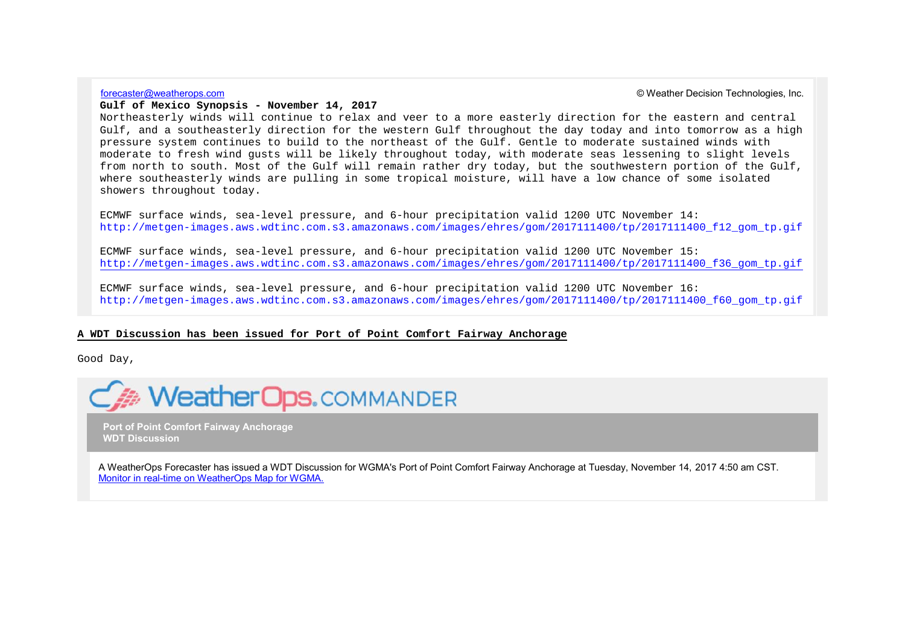forecaster@weatherops.com © Weather Decision Technologies, Inc.

**Gulf of Mexico Synopsis - November 14, 2017**

Northeasterly winds will continue to relax and veer to a more easterly direction for the eastern and central Gulf, and a southeasterly direction for the western Gulf throughout the day today and into tomorrow as a high pressure system continues to build to the northeast of the Gulf. Gentle to moderate sustained winds with moderate to fresh wind gusts will be likely throughout today, with moderate seas lessening to slight levels from north to south. Most of the Gulf will remain rather dry today, but the southwestern portion of the Gulf, where southeasterly winds are pulling in some tropical moisture, will have a low chance of some isolated showers throughout today.

ECMWF surface winds, sea-level pressure, and 6-hour precipitation valid 1200 UTC November 14:
http://metgen-images.aws.wdtinc.com.s3.amazonaws.com/images/ehres/gom/2017111400/tp/2017111400_f12_gom_tp.gif

ECMWF surface winds, sea-level pressure, and 6-hour precipitation valid 1200 UTC November 15:
http://metgen-images.aws.wdtinc.com.s3.amazonaws.com/images/ehres/gom/2017111400/tp/2017111400_f36_gom_tp.gif

ECMWF surface winds, sea-level pressure, and 6-hour precipitation valid 1200 UTC November 16:
http://metgen-images.aws.wdtinc.com.s3.amazonaws.com/images/ehres/gom/2017111400/tp/2017111400_f60_gom_tp.gif

**A WDT Discussion has been issued for Port of Point Comfort Fairway Anchorage**

Good Day,

WeatherOps.COMMANDER

**Port of Point Comfort Fairway Anchorage**
**WDT Discussion**

A WeatherOps Forecaster has issued a WDT Discussion for WGMA's Port of Point Comfort Fairway Anchorage at Tuesday, November 14, 2017 4:50 am CST.
Monitor in real-time on WeatherOps Map for WGMA.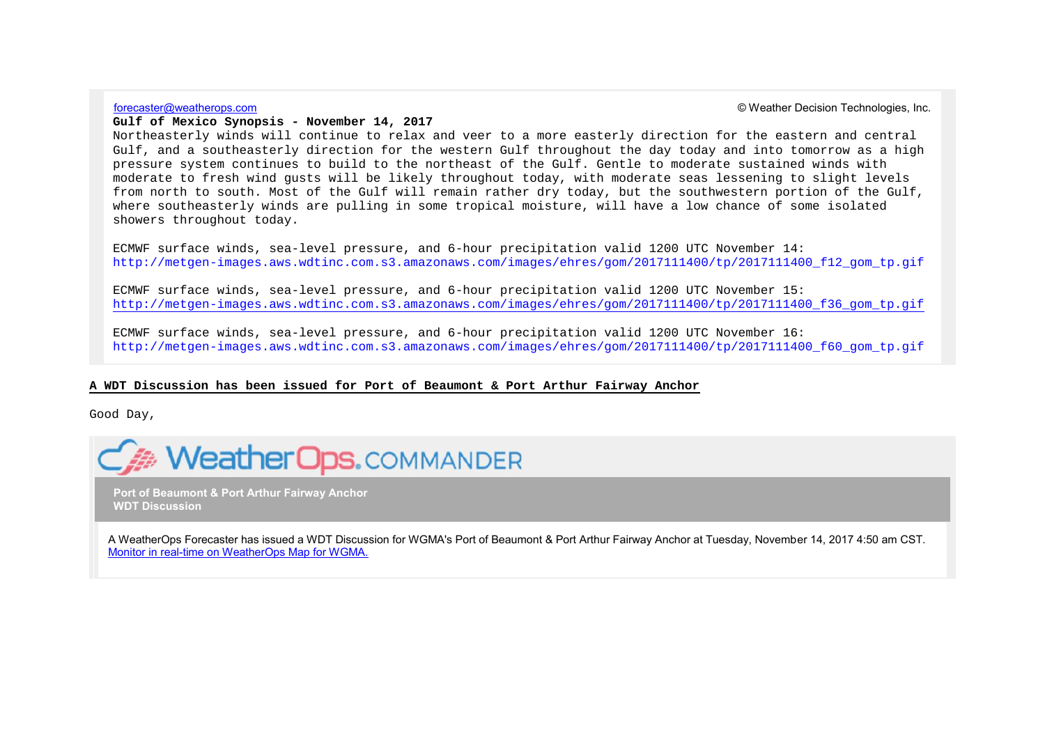forecaster@weatherops.com

© Weather Decision Technologies, Inc.

**Gulf of Mexico Synopsis - November 14, 2017**

Northeasterly winds will continue to relax and veer to a more easterly direction for the eastern and central Gulf, and a southeasterly direction for the western Gulf throughout the day today and into tomorrow as a high pressure system continues to build to the northeast of the Gulf. Gentle to moderate sustained winds with moderate to fresh wind gusts will be likely throughout today, with moderate seas lessening to slight levels from north to south. Most of the Gulf will remain rather dry today, but the southwestern portion of the Gulf, where southeasterly winds are pulling in some tropical moisture, will have a low chance of some isolated showers throughout today.

ECMWF surface winds, sea-level pressure, and 6-hour precipitation valid 1200 UTC November 14:
http://metgen-images.aws.wdtinc.com.s3.amazonaws.com/images/ehres/gom/2017111400/tp/2017111400_f12_gom_tp.gif

ECMWF surface winds, sea-level pressure, and 6-hour precipitation valid 1200 UTC November 15:
http://metgen-images.aws.wdtinc.com.s3.amazonaws.com/images/ehres/gom/2017111400/tp/2017111400_f36_gom_tp.gif

ECMWF surface winds, sea-level pressure, and 6-hour precipitation valid 1200 UTC November 16:
http://metgen-images.aws.wdtinc.com.s3.amazonaws.com/images/ehres/gom/2017111400/tp/2017111400_f60_gom_tp.gif

**A WDT Discussion has been issued for Port of Beaumont & Port Arthur Fairway Anchor**

Good Day,

WeatherOps.COMMANDER

**Port of Beaumont & Port Arthur Fairway Anchor**
**WDT Discussion**

A WeatherOps Forecaster has issued a WDT Discussion for WGMA's Port of Beaumont & Port Arthur Fairway Anchor at Tuesday, November 14, 2017 4:50 am CST.
Monitor in real-time on WeatherOps Map for WGMA.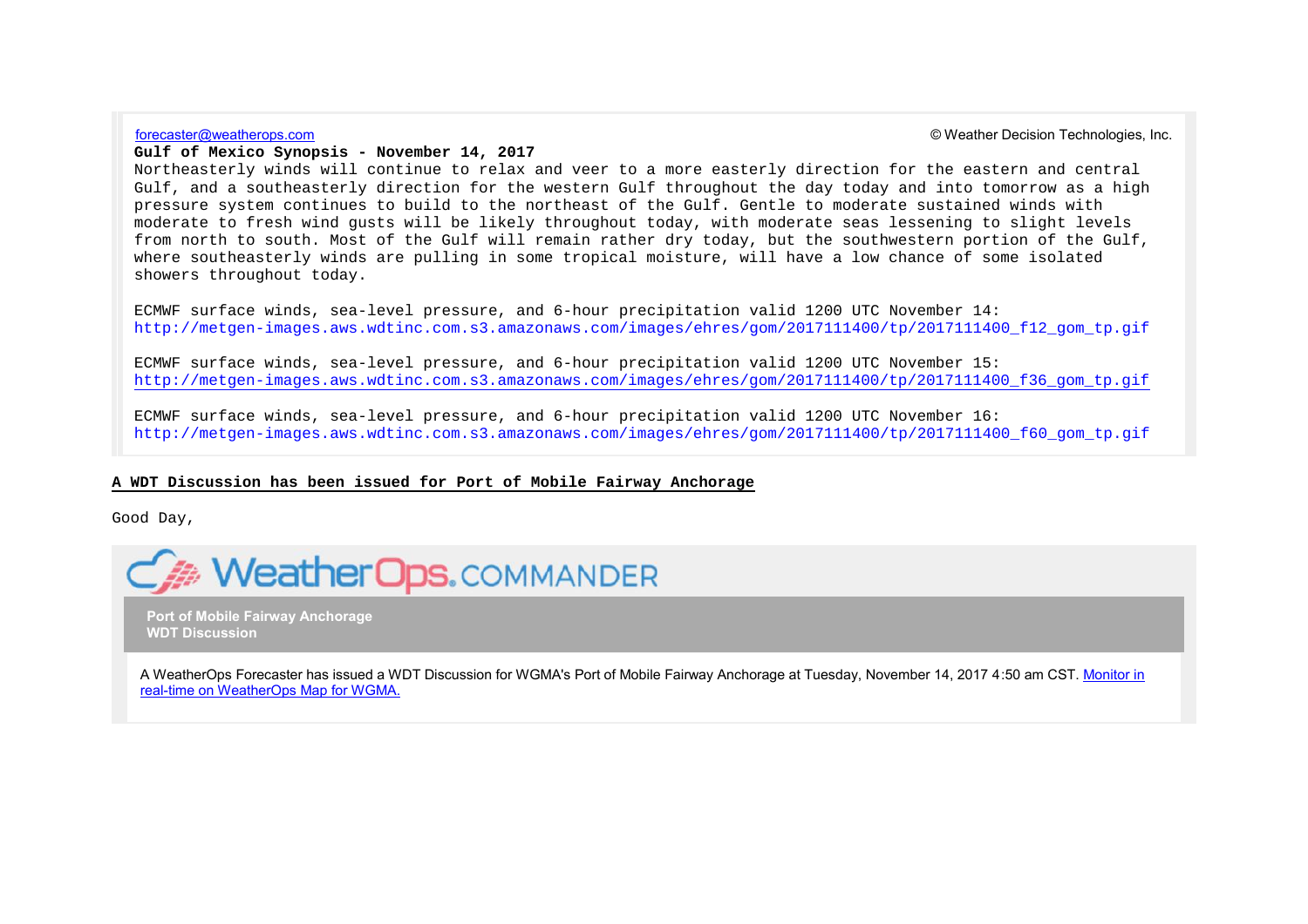forecaster@weatherops.com

© Weather Decision Technologies, Inc.

**Gulf of Mexico Synopsis - November 14, 2017**

Northeasterly winds will continue to relax and veer to a more easterly direction for the eastern and central Gulf, and a southeasterly direction for the western Gulf throughout the day today and into tomorrow as a high pressure system continues to build to the northeast of the Gulf. Gentle to moderate sustained winds with moderate to fresh wind gusts will be likely throughout today, with moderate seas lessening to slight levels from north to south. Most of the Gulf will remain rather dry today, but the southwestern portion of the Gulf, where southeasterly winds are pulling in some tropical moisture, will have a low chance of some isolated showers throughout today.

ECMWF surface winds, sea-level pressure, and 6-hour precipitation valid 1200 UTC November 14:
http://metgen-images.aws.wdtinc.com.s3.amazonaws.com/images/ehres/gom/2017111400/tp/2017111400_f12_gom_tp.gif

ECMWF surface winds, sea-level pressure, and 6-hour precipitation valid 1200 UTC November 15:
http://metgen-images.aws.wdtinc.com.s3.amazonaws.com/images/ehres/gom/2017111400/tp/2017111400_f36_gom_tp.gif

ECMWF surface winds, sea-level pressure, and 6-hour precipitation valid 1200 UTC November 16:
http://metgen-images.aws.wdtinc.com.s3.amazonaws.com/images/ehres/gom/2017111400/tp/2017111400_f60_gom_tp.gif

**A WDT Discussion has been issued for Port of Mobile Fairway Anchorage**

Good Day,

WeatherOps.COMMANDER

**Port of Mobile Fairway Anchorage**
**WDT Discussion**

A WeatherOps Forecaster has issued a WDT Discussion for WGMA's Port of Mobile Fairway Anchorage at Tuesday, November 14, 2017 4:50 am CST. Monitor in real-time on WeatherOps Map for WGMA.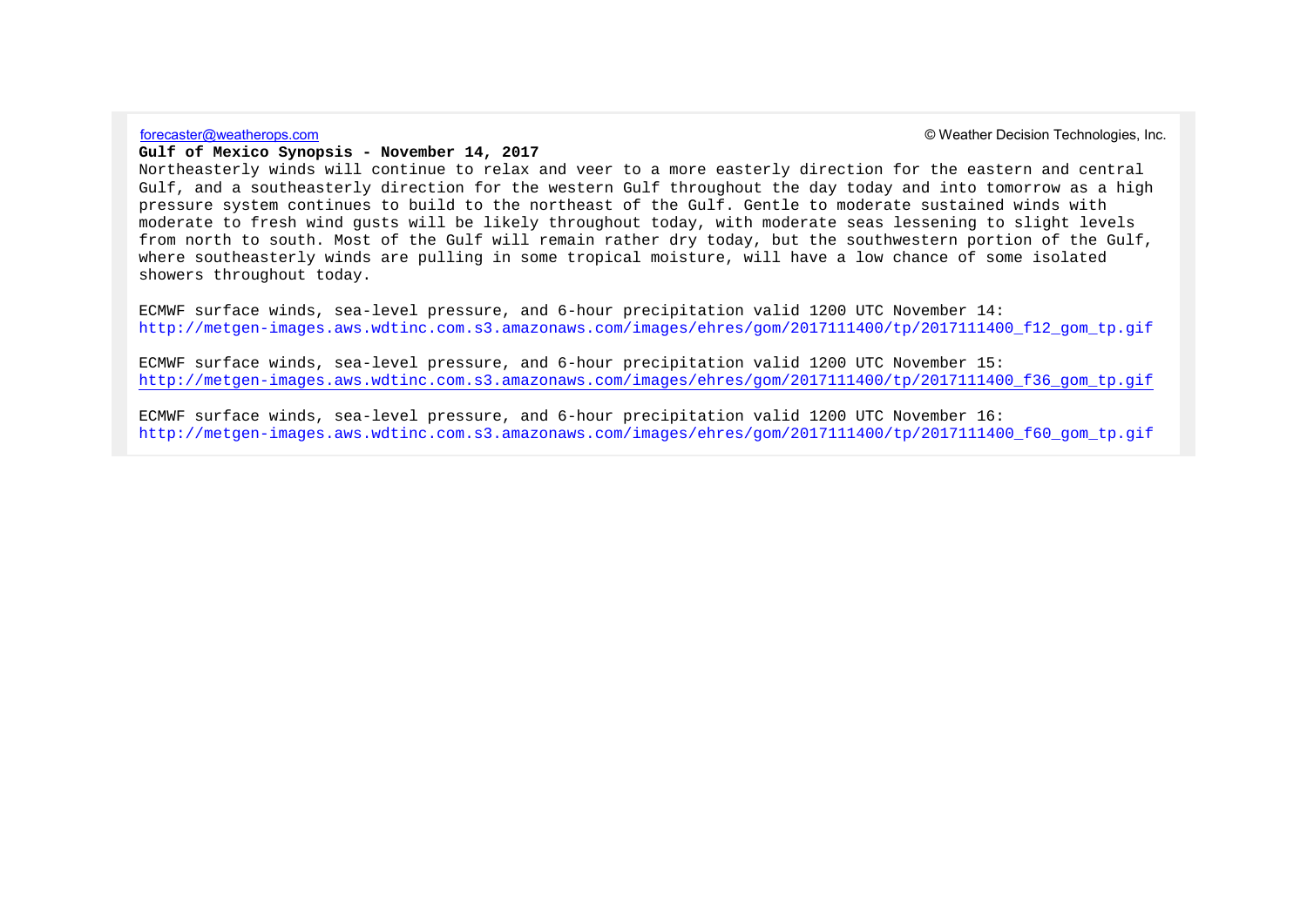forecaster@weatherops.com © Weather Decision Technologies, Inc.

**Gulf of Mexico Synopsis - November 14, 2017**

Northeasterly winds will continue to relax and veer to a more easterly direction for the eastern and central Gulf, and a southeasterly direction for the western Gulf throughout the day today and into tomorrow as a high pressure system continues to build to the northeast of the Gulf. Gentle to moderate sustained winds with moderate to fresh wind gusts will be likely throughout today, with moderate seas lessening to slight levels from north to south. Most of the Gulf will remain rather dry today, but the southwestern portion of the Gulf, where southeasterly winds are pulling in some tropical moisture, will have a low chance of some isolated showers throughout today.

ECMWF surface winds, sea-level pressure, and 6-hour precipitation valid 1200 UTC November 14:
http://metgen-images.aws.wdtinc.com.s3.amazonaws.com/images/ehres/gom/2017111400/tp/2017111400_f12_gom_tp.gif

ECMWF surface winds, sea-level pressure, and 6-hour precipitation valid 1200 UTC November 15:
http://metgen-images.aws.wdtinc.com.s3.amazonaws.com/images/ehres/gom/2017111400/tp/2017111400_f36_gom_tp.gif

ECMWF surface winds, sea-level pressure, and 6-hour precipitation valid 1200 UTC November 16:
http://metgen-images.aws.wdtinc.com.s3.amazonaws.com/images/ehres/gom/2017111400/tp/2017111400_f60_gom_tp.gif